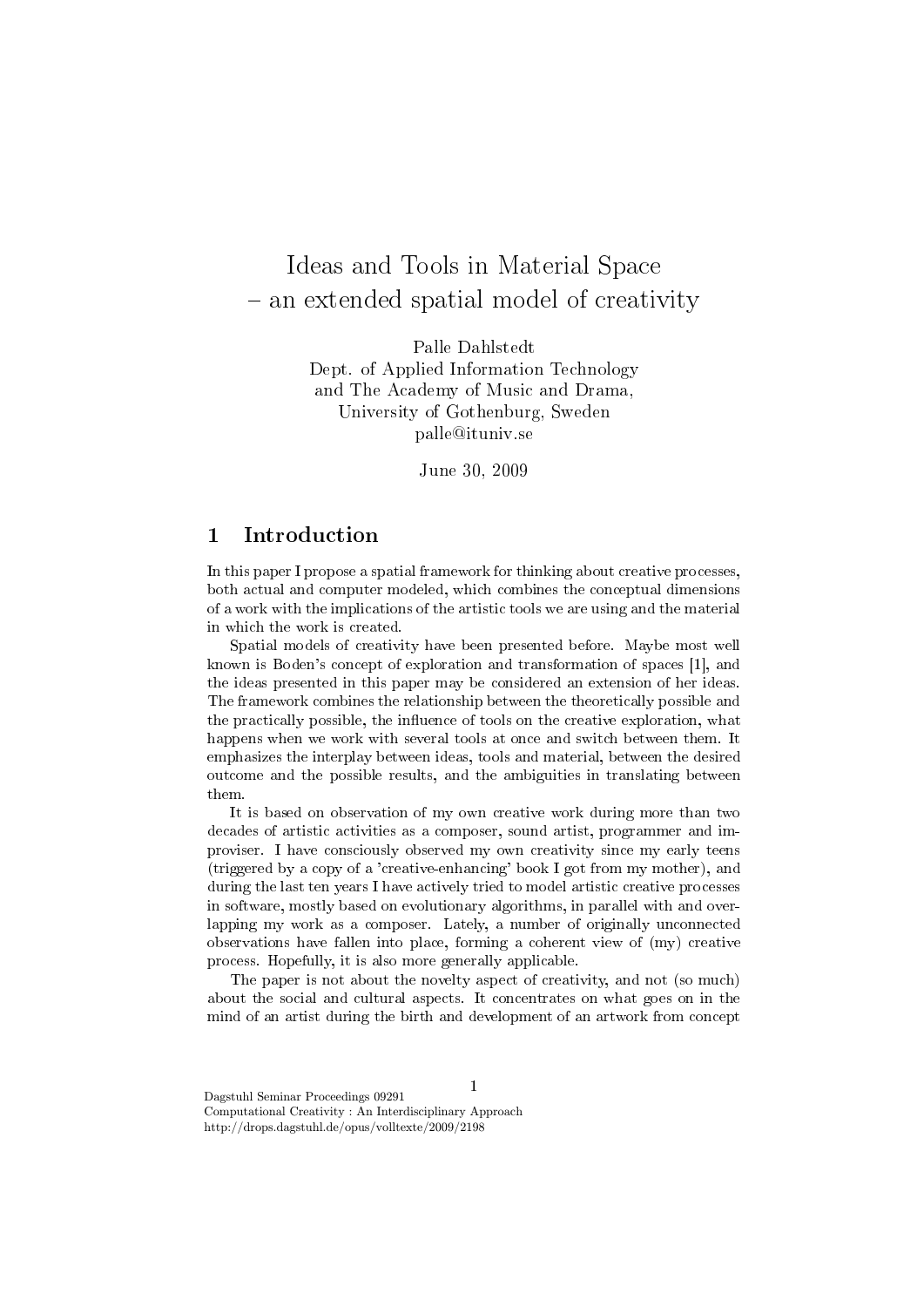# Ideas and Tools in Material Space – an extended spatial model of creativity

Palle Dahlstedt
Dept. of Applied Information Technology
and The Academy of Music and Drama,
University of Gothenburg, Sweden
palle@ituniv.se

June 30, 2009

## 1 Introduction

In this paper I propose a spatial framework for thinking about creative processes, both actual and computer modeled, which combines the conceptual dimensions of a work with the implications of the artistic tools we are using and the material in which the work is created.

Spatial models of creativity have been presented before. Maybe most well known is Boden's concept of exploration and transformation of spaces [1], and the ideas presented in this paper may be considered an extension of her ideas. The framework combines the relationship between the theoretically possible and the practically possible, the influence of tools on the creative exploration, what happens when we work with several tools at once and switch between them. It emphasizes the interplay between ideas, tools and material, between the desired outcome and the possible results, and the ambiguities in translating between them.

It is based on observation of my own creative work during more than two decades of artistic activities as a composer, sound artist, programmer and improviser. I have consciously observed my own creativity since my early teens (triggered by a copy of a 'creative-enhancing' book I got from my mother), and during the last ten years I have actively tried to model artistic creative processes in software, mostly based on evolutionary algorithms, in parallel with and overlapping my work as a composer. Lately, a number of originally unconnected observations have fallen into place, forming a coherent view of (my) creative process. Hopefully, it is also more generally applicable.

The paper is not about the novelty aspect of creativity, and not (so much) about the social and cultural aspects. It concentrates on what goes on in the mind of an artist during the birth and development of an artwork from concept

Dagstuhl Seminar Proceedings 09291
Computational Creativity : An Interdisciplinary Approach
http://drops.dagstuhl.de/opus/volltexte/2009/2198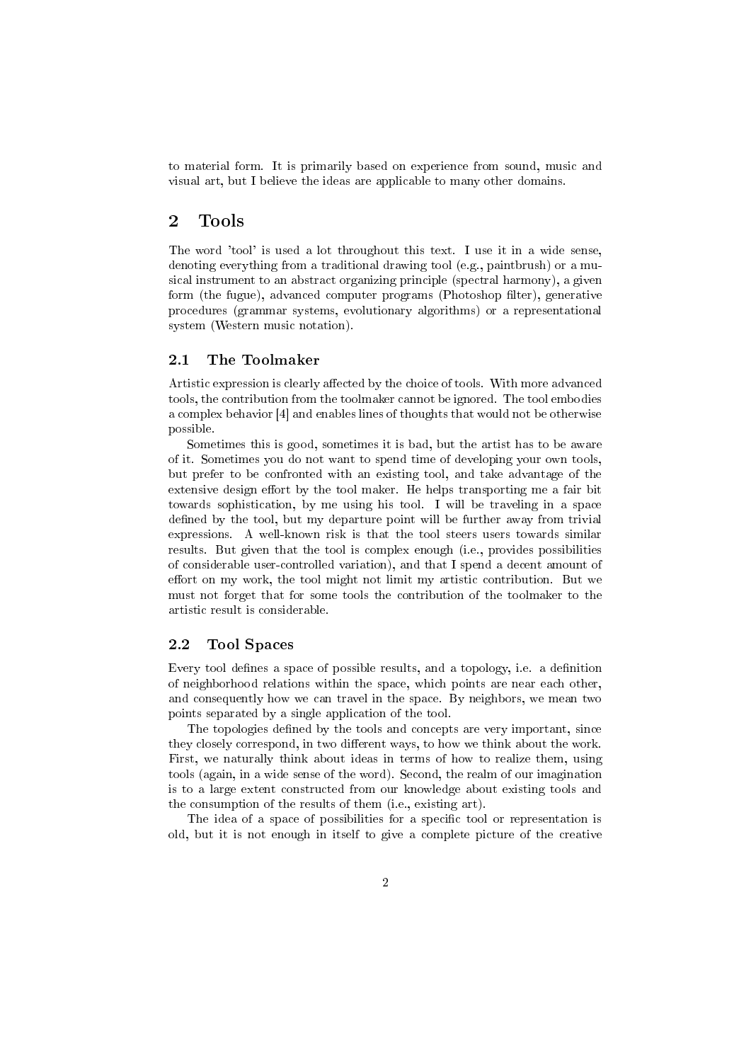to material form. It is primarily based on experience from sound, music and visual art, but I believe the ideas are applicable to many other domains.

## 2 Tools

The word 'tool' is used a lot throughout this text. I use it in a wide sense, denoting everything from a traditional drawing tool (e.g., paintbrush) or a musical instrument to an abstract organizing principle (spectral harmony), a given form (the fugue), advanced computer programs (Photoshop filter), generative procedures (grammar systems, evolutionary algorithms) or a representational system (Western music notation).

### 2.1 The Toolmaker

Artistic expression is clearly affected by the choice of tools. With more advanced tools, the contribution from the toolmaker cannot be ignored. The tool embodies a complex behavior [4] and enables lines of thoughts that would not be otherwise possible.

Sometimes this is good, sometimes it is bad, but the artist has to be aware of it. Sometimes you do not want to spend time of developing your own tools, but prefer to be confronted with an existing tool, and take advantage of the extensive design effort by the tool maker. He helps transporting me a fair bit towards sophistication, by me using his tool. I will be traveling in a space defined by the tool, but my departure point will be further away from trivial expressions. A well-known risk is that the tool steers users towards similar results. But given that the tool is complex enough (i.e., provides possibilities of considerable user-controlled variation), and that I spend a decent amount of effort on my work, the tool might not limit my artistic contribution. But we must not forget that for some tools the contribution of the toolmaker to the artistic result is considerable.

### 2.2 Tool Spaces

Every tool defines a space of possible results, and a topology, i.e. a definition of neighborhood relations within the space, which points are near each other, and consequently how we can travel in the space. By neighbors, we mean two points separated by a single application of the tool.

The topologies defined by the tools and concepts are very important, since they closely correspond, in two different ways, to how we think about the work. First, we naturally think about ideas in terms of how to realize them, using tools (again, in a wide sense of the word). Second, the realm of our imagination is to a large extent constructed from our knowledge about existing tools and the consumption of the results of them (i.e., existing art).

The idea of a space of possibilities for a specific tool or representation is old, but it is not enough in itself to give a complete picture of the creative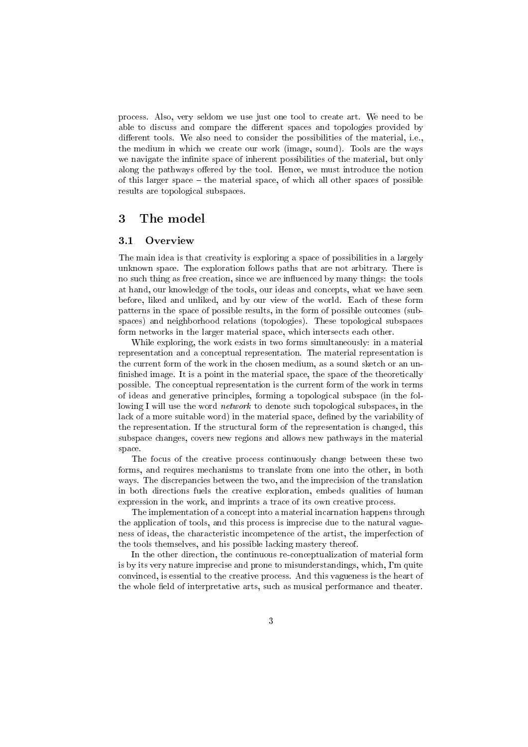process. Also, very seldom we use just one tool to create art. We need to be able to discuss and compare the different spaces and topologies provided by different tools. We also need to consider the possibilities of the material, i.e., the medium in which we create our work (image, sound). Tools are the ways we navigate the infinite space of inherent possibilities of the material, but only along the pathways offered by the tool. Hence, we must introduce the notion of this larger space – the material space, of which all other spaces of possible results are topological subspaces.

## 3 The model

### 3.1 Overview

The main idea is that creativity is exploring a space of possibilities in a largely unknown space. The exploration follows paths that are not arbitrary. There is no such thing as free creation, since we are influenced by many things: the tools at hand, our knowledge of the tools, our ideas and concepts, what we have seen before, liked and unliked, and by our view of the world. Each of these form patterns in the space of possible results, in the form of possible outcomes (subspaces) and neighborhood relations (topologies). These topological subspaces form networks in the larger material space, which intersects each other.

While exploring, the work exists in two forms simultaneously: in a material representation and a conceptual representation. The material representation is the current form of the work in the chosen medium, as a sound sketch or an unfinished image. It is a point in the material space, the space of the theoretically possible. The conceptual representation is the current form of the work in terms of ideas and generative principles, forming a topological subspace (in the following I will use the word *network* to denote such topological subspaces, in the lack of a more suitable word) in the material space, defined by the variability of the representation. If the structural form of the representation is changed, this subspace changes, covers new regions and allows new pathways in the material space.

The focus of the creative process continuously change between these two forms, and requires mechanisms to translate from one into the other, in both ways. The discrepancies between the two, and the imprecision of the translation in both directions fuels the creative exploration, embeds qualities of human expression in the work, and imprints a trace of its own creative process.

The implementation of a concept into a material incarnation happens through the application of tools, and this process is imprecise due to the natural vagueness of ideas, the characteristic incompetence of the artist, the imperfection of the tools themselves, and his possible lacking mastery thereof.

In the other direction, the continuous re-conceptualization of material form is by its very nature imprecise and prone to misunderstandings, which, I'm quite convinced, is essential to the creative process. And this vagueness is the heart of the whole field of interpretative arts, such as musical performance and theater.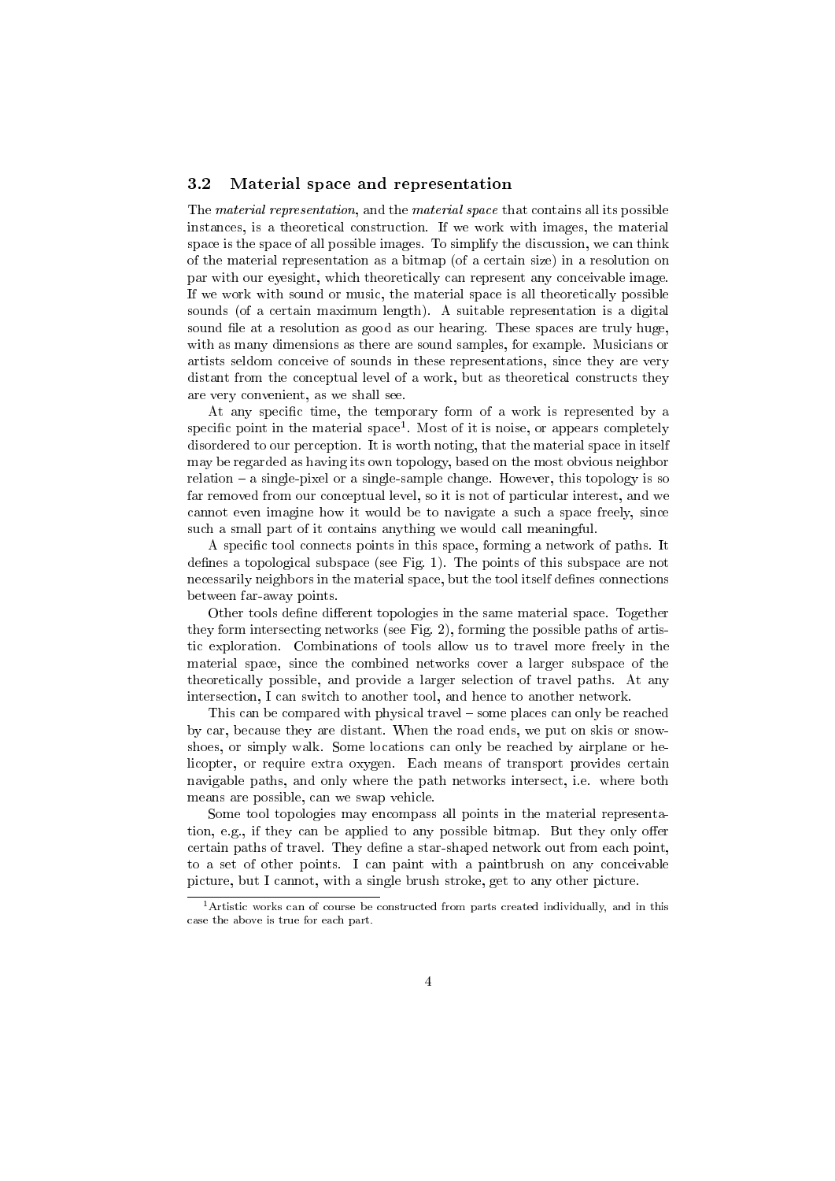### 3.2 Material space and representation

The *material representation*, and the *material space* that contains all its possible instances, is a theoretical construction. If we work with images, the material space is the space of all possible images. To simplify the discussion, we can think of the material representation as a bitmap (of a certain size) in a resolution on par with our eyesight, which theoretically can represent any conceivable image. If we work with sound or music, the material space is all theoretically possible sounds (of a certain maximum length). A suitable representation is a digital sound file at a resolution as good as our hearing. These spaces are truly huge, with as many dimensions as there are sound samples, for example. Musicians or artists seldom conceive of sounds in these representations, since they are very distant from the conceptual level of a work, but as theoretical constructs they are very convenient, as we shall see.

At any specific time, the temporary form of a work is represented by a specific point in the material space[1]. Most of it is noise, or appears completely disordered to our perception. It is worth noting, that the material space in itself may be regarded as having its own topology, based on the most obvious neighbor relation – a single-pixel or a single-sample change. However, this topology is so far removed from our conceptual level, so it is not of particular interest, and we cannot even imagine how it would be to navigate a such a space freely, since such a small part of it contains anything we would call meaningful.

A specific tool connects points in this space, forming a network of paths. It defines a topological subspace (see Fig. 1). The points of this subspace are not necessarily neighbors in the material space, but the tool itself defines connections between far-away points.

Other tools define different topologies in the same material space. Together they form intersecting networks (see Fig. 2), forming the possible paths of artistic exploration. Combinations of tools allow us to travel more freely in the material space, since the combined networks cover a larger subspace of the theoretically possible, and provide a larger selection of travel paths. At any intersection, I can switch to another tool, and hence to another network.

This can be compared with physical travel – some places can only be reached by car, because they are distant. When the road ends, we put on skis or snowshoes, or simply walk. Some locations can only be reached by airplane or helicopter, or require extra oxygen. Each means of transport provides certain navigable paths, and only where the path networks intersect, i.e. where both means are possible, can we swap vehicle.

Some tool topologies may encompass all points in the material representation, e.g., if they can be applied to any possible bitmap. But they only offer certain paths of travel. They define a star-shaped network out from each point, to a set of other points. I can paint with a paintbrush on any conceivable picture, but I cannot, with a single brush stroke, get to any other picture.

[1] Artistic works can of course be constructed from parts created individually, and in this case the above is true for each part.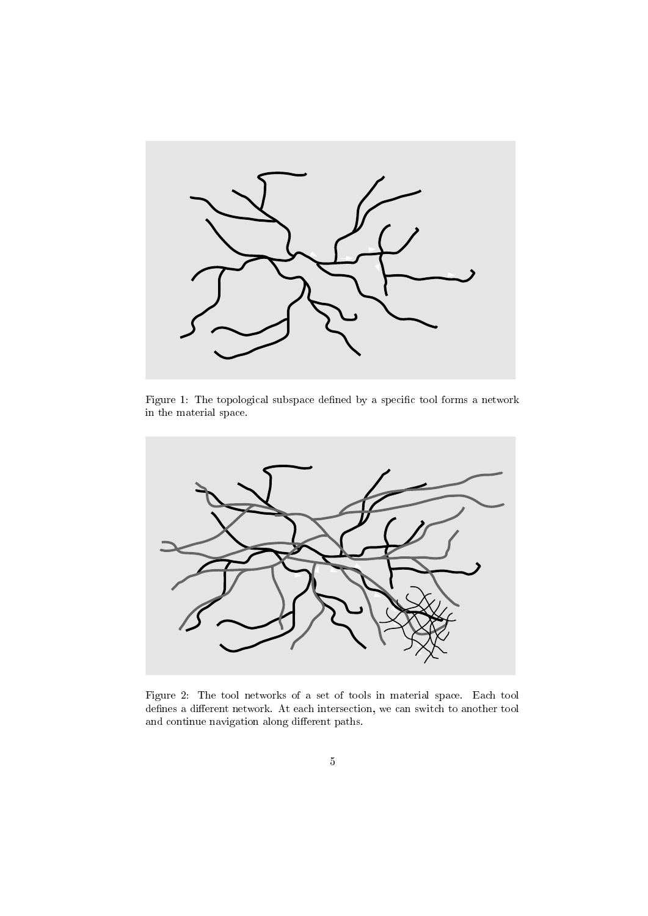Figure 1: The topological subspace defined by a specific tool forms a network in the material space.

Figure 2: The tool networks of a set of tools in material space. Each tool defines a different network. At each intersection, we can switch to another tool and continue navigation along different paths.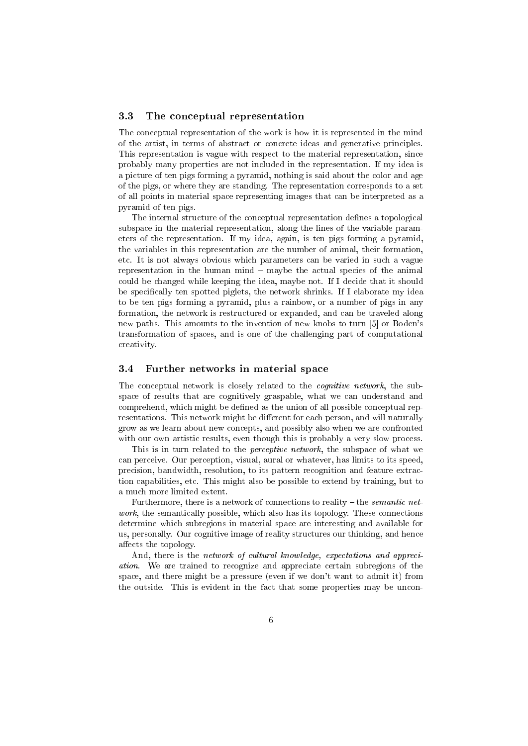### 3.3 The conceptual representation

The conceptual representation of the work is how it is represented in the mind of the artist, in terms of abstract or concrete ideas and generative principles. This representation is vague with respect to the material representation, since probably many properties are not included in the representation. If my idea is a picture of ten pigs forming a pyramid, nothing is said about the color and age of the pigs, or where they are standing. The representation corresponds to a set of all points in material space representing images that can be interpreted as a pyramid of ten pigs.

The internal structure of the conceptual representation defines a topological subspace in the material representation, along the lines of the variable parameters of the representation. If my idea, again, is ten pigs forming a pyramid, the variables in this representation are the number of animal, their formation, etc. It is not always obvious which parameters can be varied in such a vague representation in the human mind – maybe the actual species of the animal could be changed while keeping the idea, maybe not. If I decide that it should be specifically ten spotted piglets, the network shrinks. If I elaborate my idea to be ten pigs forming a pyramid, plus a rainbow, or a number of pigs in any formation, the network is restructured or expanded, and can be traveled along new paths. This amounts to the invention of new knobs to turn [5] or Boden's transformation of spaces, and is one of the challenging part of computational creativity.

### 3.4 Further networks in material space

The conceptual network is closely related to the *cognitive network*, the subspace of results that are cognitively graspable, what we can understand and comprehend, which might be defined as the union of all possible conceptual representations. This network might be different for each person, and will naturally grow as we learn about new concepts, and possibly also when we are confronted with our own artistic results, even though this is probably a very slow process.

This is in turn related to the *perceptive network*, the subspace of what we can perceive. Our perception, visual, aural or whatever, has limits to its speed, precision, bandwidth, resolution, to its pattern recognition and feature extraction capabilities, etc. This might also be possible to extend by training, but to a much more limited extent.

Furthermore, there is a network of connections to reality – the *semantic network*, the semantically possible, which also has its topology. These connections determine which subregions in material space are interesting and available for us, personally. Our cognitive image of reality structures our thinking, and hence affects the topology.

And, there is the *network of cultural knowledge, expectations and appreciation*. We are trained to recognize and appreciate certain subregions of the space, and there might be a pressure (even if we don't want to admit it) from the outside. This is evident in the fact that some properties may be uncon-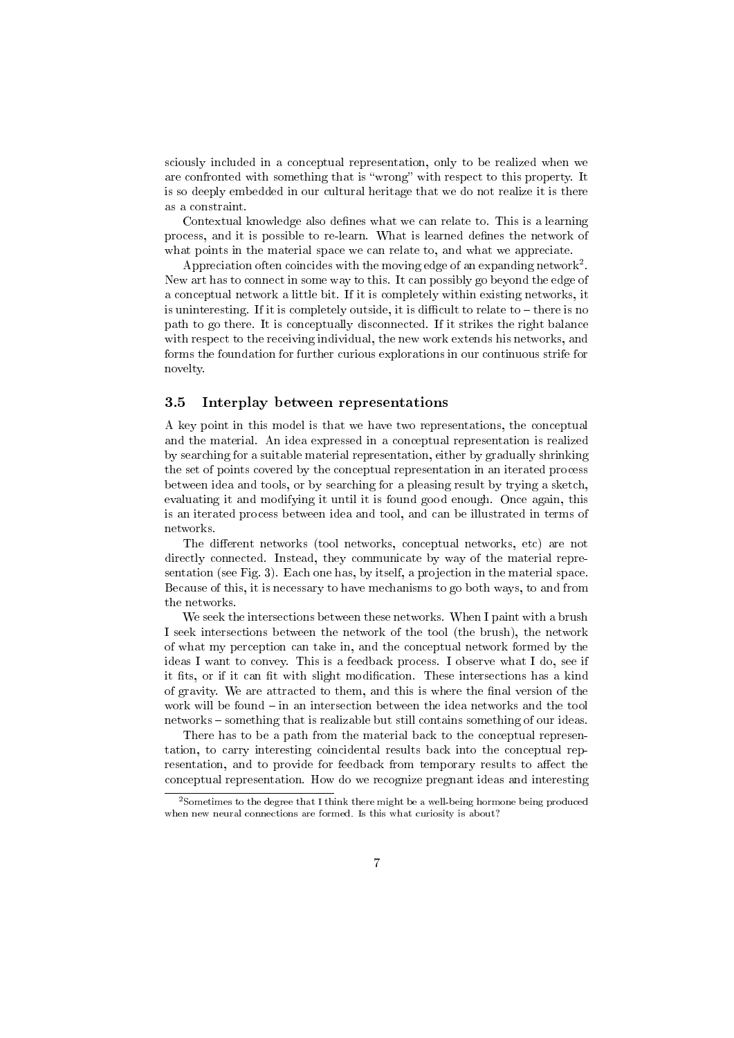sciously included in a conceptual representation, only to be realized when we are confronted with something that is "wrong" with respect to this property. It is so deeply embedded in our cultural heritage that we do not realize it is there as a constraint.

Contextual knowledge also defines what we can relate to. This is a learning process, and it is possible to re-learn. What is learned defines the network of what points in the material space we can relate to, and what we appreciate.

Appreciation often coincides with the moving edge of an expanding network[2]. New art has to connect in some way to this. It can possibly go beyond the edge of a conceptual network a little bit. If it is completely within existing networks, it is uninteresting. If it is completely outside, it is difficult to relate to – there is no path to go there. It is conceptually disconnected. If it strikes the right balance with respect to the receiving individual, the new work extends his networks, and forms the foundation for further curious explorations in our continuous strife for novelty.

### 3.5 Interplay between representations

A key point in this model is that we have two representations, the conceptual and the material. An idea expressed in a conceptual representation is realized by searching for a suitable material representation, either by gradually shrinking the set of points covered by the conceptual representation in an iterated process between idea and tools, or by searching for a pleasing result by trying a sketch, evaluating it and modifying it until it is found good enough. Once again, this is an iterated process between idea and tool, and can be illustrated in terms of networks.

The different networks (tool networks, conceptual networks, etc) are not directly connected. Instead, they communicate by way of the material representation (see Fig. 3). Each one has, by itself, a projection in the material space. Because of this, it is necessary to have mechanisms to go both ways, to and from the networks.

We seek the intersections between these networks. When I paint with a brush I seek intersections between the network of the tool (the brush), the network of what my perception can take in, and the conceptual network formed by the ideas I want to convey. This is a feedback process. I observe what I do, see if it fits, or if it can fit with slight modification. These intersections has a kind of gravity. We are attracted to them, and this is where the final version of the work will be found – in an intersection between the idea networks and the tool networks – something that is realizable but still contains something of our ideas.

There has to be a path from the material back to the conceptual representation, to carry interesting coincidental results back into the conceptual representation, and to provide for feedback from temporary results to affect the conceptual representation. How do we recognize pregnant ideas and interesting

[2] Sometimes to the degree that I think there might be a well-being hormone being produced when new neural connections are formed. Is this what curiosity is about?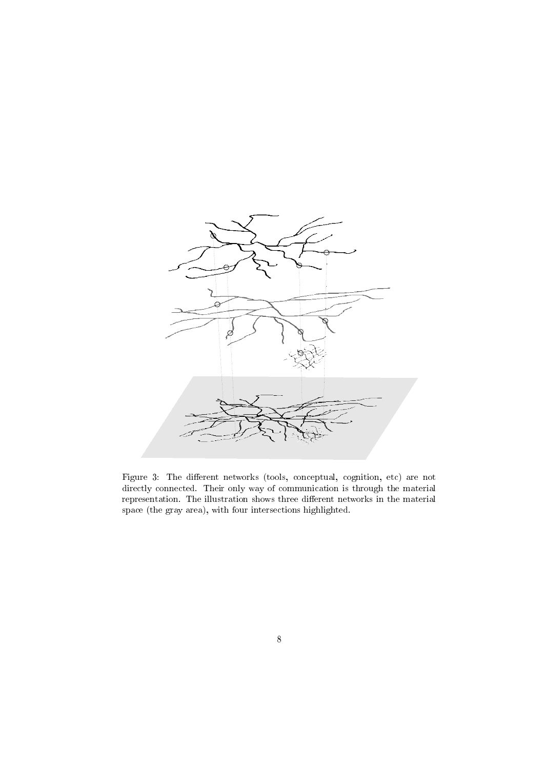Figure 3: The different networks (tools, conceptual, cognition, etc) are not directly connected. Their only way of communication is through the material representation. The illustration shows three different networks in the material space (the gray area), with four intersections highlighted.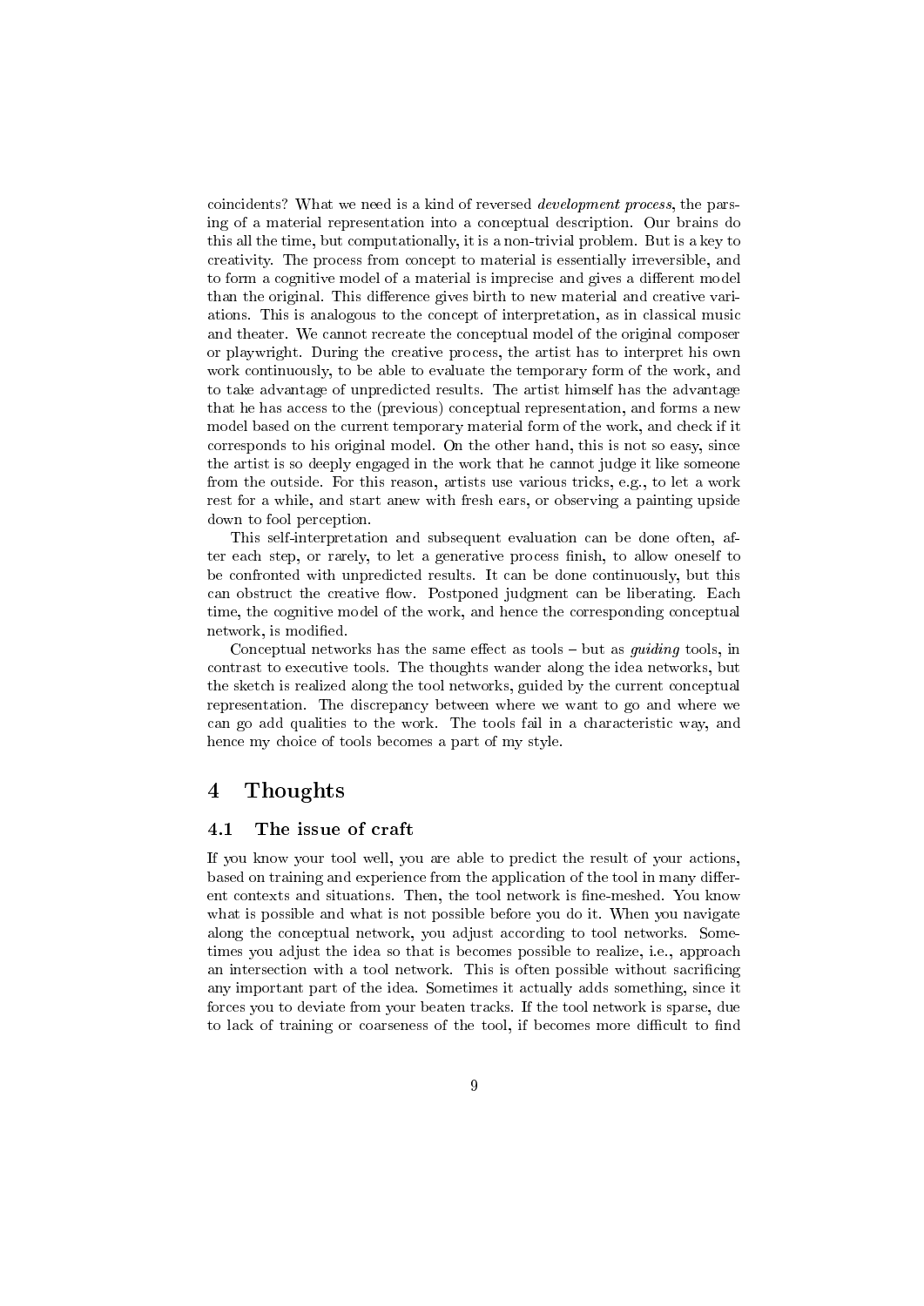coincidents? What we need is a kind of reversed *development process*, the parsing of a material representation into a conceptual description. Our brains do this all the time, but computationally, it is a non-trivial problem. But is a key to creativity. The process from concept to material is essentially irreversible, and to form a cognitive model of a material is imprecise and gives a different model than the original. This difference gives birth to new material and creative variations. This is analogous to the concept of interpretation, as in classical music and theater. We cannot recreate the conceptual model of the original composer or playwright. During the creative process, the artist has to interpret his own work continuously, to be able to evaluate the temporary form of the work, and to take advantage of unpredicted results. The artist himself has the advantage that he has access to the (previous) conceptual representation, and forms a new model based on the current temporary material form of the work, and check if it corresponds to his original model. On the other hand, this is not so easy, since the artist is so deeply engaged in the work that he cannot judge it like someone from the outside. For this reason, artists use various tricks, e.g., to let a work rest for a while, and start anew with fresh ears, or observing a painting upside down to fool perception.

This self-interpretation and subsequent evaluation can be done often, after each step, or rarely, to let a generative process finish, to allow oneself to be confronted with unpredicted results. It can be done continuously, but this can obstruct the creative flow. Postponed judgment can be liberating. Each time, the cognitive model of the work, and hence the corresponding conceptual network, is modified.

Conceptual networks has the same effect as tools – but as *guiding* tools, in contrast to executive tools. The thoughts wander along the idea networks, but the sketch is realized along the tool networks, guided by the current conceptual representation. The discrepancy between where we want to go and where we can go add qualities to the work. The tools fail in a characteristic way, and hence my choice of tools becomes a part of my style.

# 4 Thoughts

## 4.1 The issue of craft

If you know your tool well, you are able to predict the result of your actions, based on training and experience from the application of the tool in many different contexts and situations. Then, the tool network is fine-meshed. You know what is possible and what is not possible before you do it. When you navigate along the conceptual network, you adjust according to tool networks. Sometimes you adjust the idea so that is becomes possible to realize, i.e., approach an intersection with a tool network. This is often possible without sacrificing any important part of the idea. Sometimes it actually adds something, since it forces you to deviate from your beaten tracks. If the tool network is sparse, due to lack of training or coarseness of the tool, if becomes more difficult to find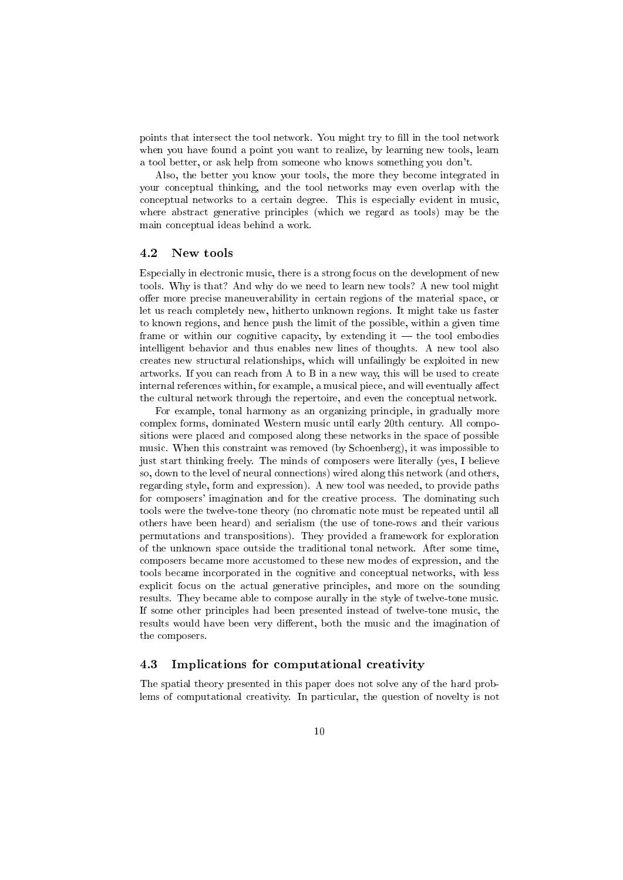points that intersect the tool network. You might try to fill in the tool network when you have found a point you want to realize, by learning new tools, learn a tool better, or ask help from someone who knows something you don't.

Also, the better you know your tools, the more they become integrated in your conceptual thinking, and the tool networks may even overlap with the conceptual networks to a certain degree. This is especially evident in music, where abstract generative principles (which we regard as tools) may be the main conceptual ideas behind a work.

### 4.2 New tools

Especially in electronic music, there is a strong focus on the development of new tools. Why is that? And why do we need to learn new tools? A new tool might offer more precise maneuverability in certain regions of the material space, or let us reach completely new, hitherto unknown regions. It might take us faster to known regions, and hence push the limit of the possible, within a given time frame or within our cognitive capacity, by extending it — the tool embodies intelligent behavior and thus enables new lines of thoughts. A new tool also creates new structural relationships, which will unfailingly be exploited in new artworks. If you can reach from A to B in a new way, this will be used to create internal references within, for example, a musical piece, and will eventually affect the cultural network through the repertoire, and even the conceptual network.

For example, tonal harmony as an organizing principle, in gradually more complex forms, dominated Western music until early 20th century. All compositions were placed and composed along these networks in the space of possible music. When this constraint was removed (by Schoenberg), it was impossible to just start thinking freely. The minds of composers were literally (yes, I believe so, down to the level of neural connections) wired along this network (and others, regarding style, form and expression). A new tool was needed, to provide paths for composers' imagination and for the creative process. The dominating such tools were the twelve-tone theory (no chromatic note must be repeated until all others have been heard) and serialism (the use of tone-rows and their various permutations and transpositions). They provided a framework for exploration of the unknown space outside the traditional tonal network. After some time, composers became more accustomed to these new modes of expression, and the tools became incorporated in the cognitive and conceptual networks, with less explicit focus on the actual generative principles, and more on the sounding results. They became able to compose aurally in the style of twelve-tone music. If some other principles had been presented instead of twelve-tone music, the results would have been very different, both the music and the imagination of the composers.

### 4.3 Implications for computational creativity

The spatial theory presented in this paper does not solve any of the hard problems of computational creativity. In particular, the question of novelty is not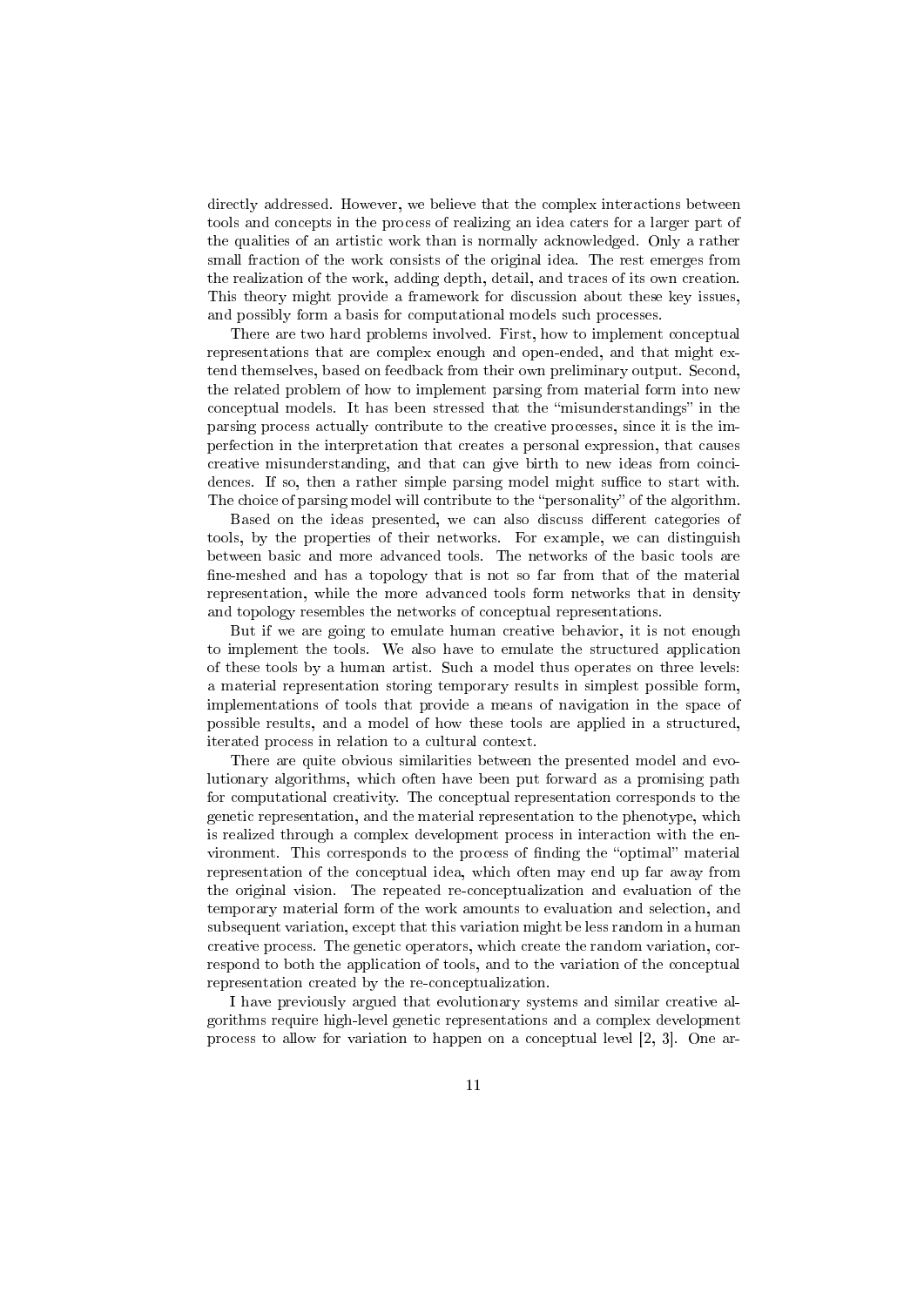directly addressed. However, we believe that the complex interactions between tools and concepts in the process of realizing an idea caters for a larger part of the qualities of an artistic work than is normally acknowledged. Only a rather small fraction of the work consists of the original idea. The rest emerges from the realization of the work, adding depth, detail, and traces of its own creation. This theory might provide a framework for discussion about these key issues, and possibly form a basis for computational models such processes.

There are two hard problems involved. First, how to implement conceptual representations that are complex enough and open-ended, and that might extend themselves, based on feedback from their own preliminary output. Second, the related problem of how to implement parsing from material form into new conceptual models. It has been stressed that the "misunderstandings" in the parsing process actually contribute to the creative processes, since it is the imperfection in the interpretation that creates a personal expression, that causes creative misunderstanding, and that can give birth to new ideas from coincidences. If so, then a rather simple parsing model might suffice to start with. The choice of parsing model will contribute to the "personality" of the algorithm.

Based on the ideas presented, we can also discuss different categories of tools, by the properties of their networks. For example, we can distinguish between basic and more advanced tools. The networks of the basic tools are fine-meshed and has a topology that is not so far from that of the material representation, while the more advanced tools form networks that in density and topology resembles the networks of conceptual representations.

But if we are going to emulate human creative behavior, it is not enough to implement the tools. We also have to emulate the structured application of these tools by a human artist. Such a model thus operates on three levels: a material representation storing temporary results in simplest possible form, implementations of tools that provide a means of navigation in the space of possible results, and a model of how these tools are applied in a structured, iterated process in relation to a cultural context.

There are quite obvious similarities between the presented model and evolutionary algorithms, which often have been put forward as a promising path for computational creativity. The conceptual representation corresponds to the genetic representation, and the material representation to the phenotype, which is realized through a complex development process in interaction with the environment. This corresponds to the process of finding the "optimal" material representation of the conceptual idea, which often may end up far away from the original vision. The repeated re-conceptualization and evaluation of the temporary material form of the work amounts to evaluation and selection, and subsequent variation, except that this variation might be less random in a human creative process. The genetic operators, which create the random variation, correspond to both the application of tools, and to the variation of the conceptual representation created by the re-conceptualization.

I have previously argued that evolutionary systems and similar creative algorithms require high-level genetic representations and a complex development process to allow for variation to happen on a conceptual level [2, 3]. One ar-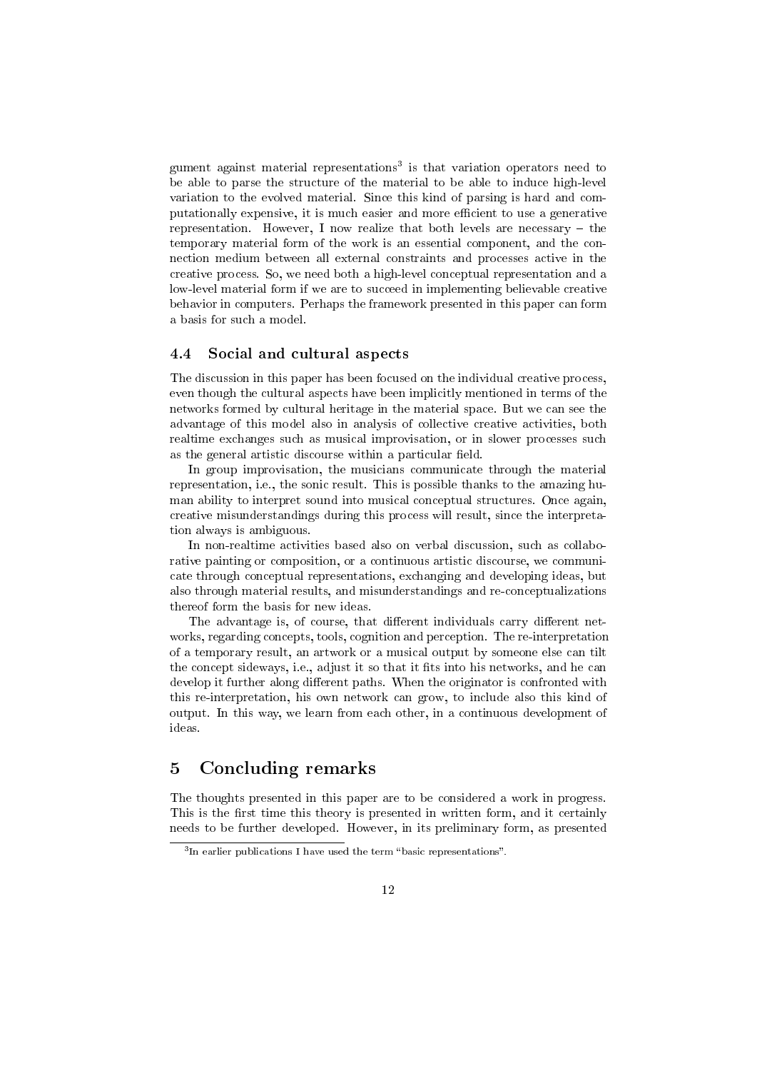gument against material representations[3] is that variation operators need to be able to parse the structure of the material to be able to induce high-level variation to the evolved material. Since this kind of parsing is hard and computationally expensive, it is much easier and more efficient to use a generative representation. However, I now realize that both levels are necessary – the temporary material form of the work is an essential component, and the connection medium between all external constraints and processes active in the creative process. So, we need both a high-level conceptual representation and a low-level material form if we are to succeed in implementing believable creative behavior in computers. Perhaps the framework presented in this paper can form a basis for such a model.

### 4.4 Social and cultural aspects

The discussion in this paper has been focused on the individual creative process, even though the cultural aspects have been implicitly mentioned in terms of the networks formed by cultural heritage in the material space. But we can see the advantage of this model also in analysis of collective creative activities, both realtime exchanges such as musical improvisation, or in slower processes such as the general artistic discourse within a particular field.

In group improvisation, the musicians communicate through the material representation, i.e., the sonic result. This is possible thanks to the amazing human ability to interpret sound into musical conceptual structures. Once again, creative misunderstandings during this process will result, since the interpretation always is ambiguous.

In non-realtime activities based also on verbal discussion, such as collaborative painting or composition, or a continuous artistic discourse, we communicate through conceptual representations, exchanging and developing ideas, but also through material results, and misunderstandings and re-conceptualizations thereof form the basis for new ideas.

The advantage is, of course, that different individuals carry different networks, regarding concepts, tools, cognition and perception. The re-interpretation of a temporary result, an artwork or a musical output by someone else can tilt the concept sideways, i.e., adjust it so that it fits into his networks, and he can develop it further along different paths. When the originator is confronted with this re-interpretation, his own network can grow, to include also this kind of output. In this way, we learn from each other, in a continuous development of ideas.

## 5 Concluding remarks

The thoughts presented in this paper are to be considered a work in progress. This is the first time this theory is presented in written form, and it certainly needs to be further developed. However, in its preliminary form, as presented

[3] In earlier publications I have used the term "basic representations".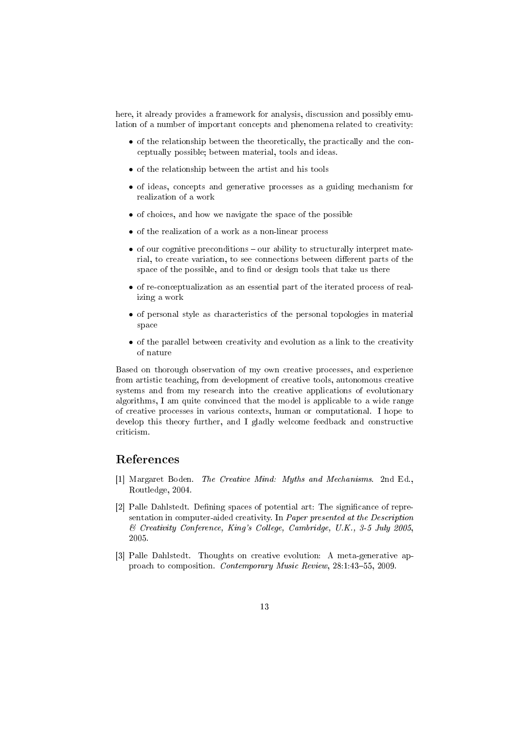here, it already provides a framework for analysis, discussion and possibly emulation of a number of important concepts and phenomena related to creativity:

- of the relationship between the theoretically, the practically and the conceptually possible; between material, tools and ideas.
- of the relationship between the artist and his tools
- of ideas, concepts and generative processes as a guiding mechanism for realization of a work
- of choices, and how we navigate the space of the possible
- of the realization of a work as a non-linear process
- of our cognitive preconditions – our ability to structurally interpret material, to create variation, to see connections between different parts of the space of the possible, and to find or design tools that take us there
- of re-conceptualization as an essential part of the iterated process of realizing a work
- of personal style as characteristics of the personal topologies in material space
- of the parallel between creativity and evolution as a link to the creativity of nature

Based on thorough observation of my own creative processes, and experience from artistic teaching, from development of creative tools, autonomous creative systems and from my research into the creative applications of evolutionary algorithms, I am quite convinced that the model is applicable to a wide range of creative processes in various contexts, human or computational. I hope to develop this theory further, and I gladly welcome feedback and constructive criticism.

## References

[1] Margaret Boden. *The Creative Mind: Myths and Mechanisms*. 2nd Ed., Routledge, 2004.

[2] Palle Dahlstedt. Defining spaces of potential art: The significance of representation in computer-aided creativity. In *Paper presented at the Description & Creativity Conference, King's College, Cambridge, U.K., 3-5 July 2005*, 2005.

[3] Palle Dahlstedt. Thoughts on creative evolution: A meta-generative approach to composition. *Contemporary Music Review*, 28:1:43–55, 2009.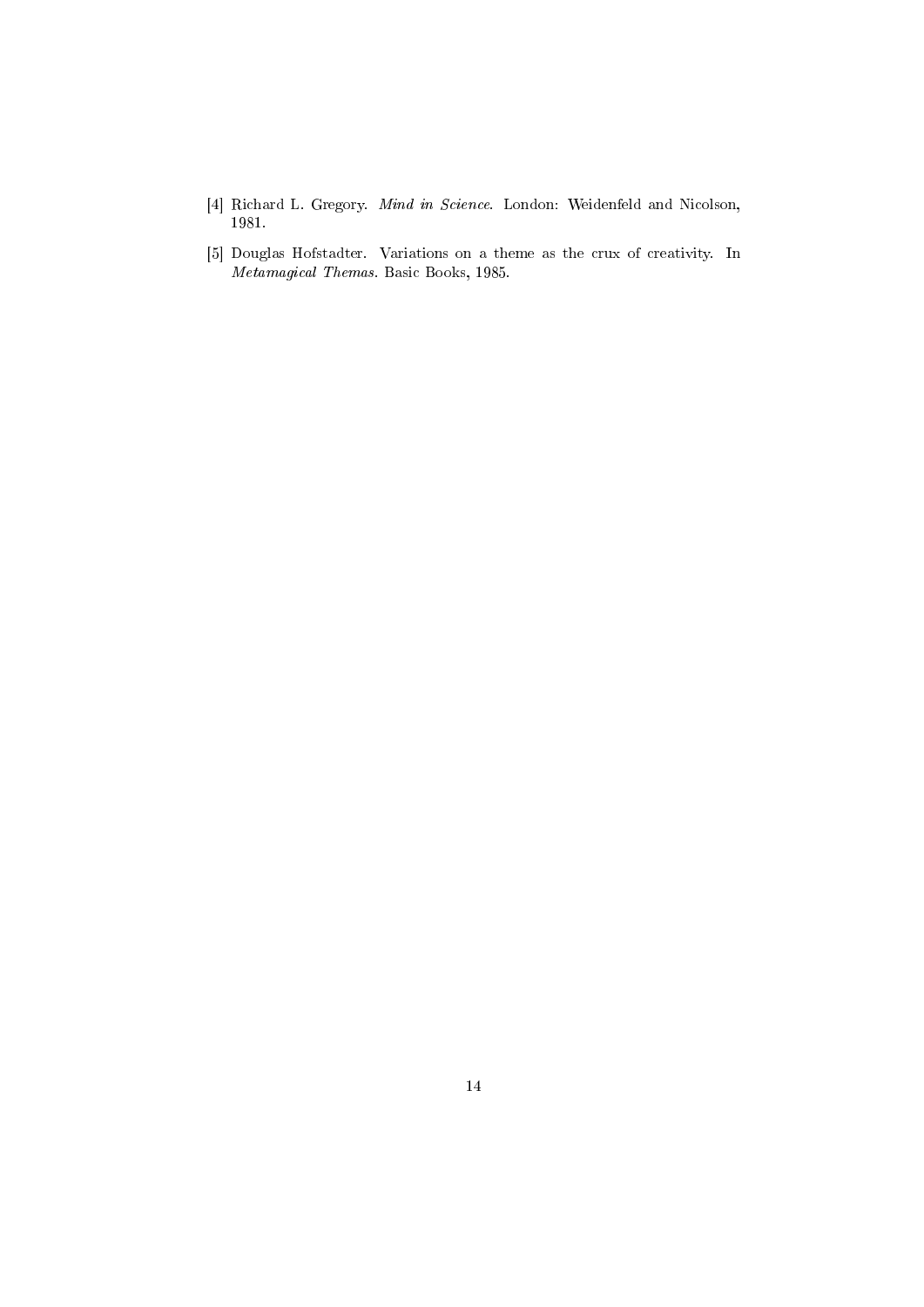[4] Richard L. Gregory. *Mind in Science*. London: Weidenfeld and Nicolson, 1981.

[5] Douglas Hofstadter. Variations on a theme as the crux of creativity. In *Metamagical Themas*. Basic Books, 1985.